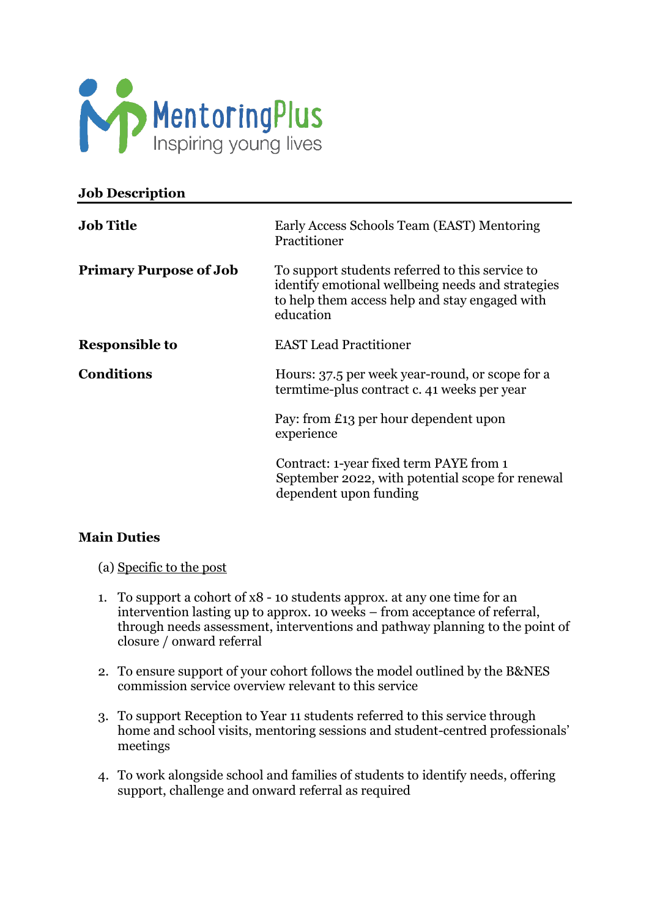MentoringPlus
Inspiring young lives

**Job Description**

| | |
|---|---|
| **Job Title** | Early Access Schools Team (EAST) Mentoring Practitioner |
| **Primary Purpose of Job** | To support students referred to this service to identify emotional wellbeing needs and strategies to help them access help and stay engaged with education |
| **Responsible to** | EAST Lead Practitioner |
| **Conditions** | Hours: 37.5 per week year-round, or scope for a termtime-plus contract c. 41 weeks per year<br><br>Pay: from £13 per hour dependent upon experience<br><br>Contract: 1-year fixed term PAYE from 1 September 2022, with potential scope for renewal dependent upon funding |

**Main Duties**

(a) Specific to the post

1. To support a cohort of x8 - 10 students approx. at any one time for an intervention lasting up to approx. 10 weeks – from acceptance of referral, through needs assessment, interventions and pathway planning to the point of closure / onward referral

2. To ensure support of your cohort follows the model outlined by the B&NES commission service overview relevant to this service

3. To support Reception to Year 11 students referred to this service through home and school visits, mentoring sessions and student-centred professionals' meetings

4. To work alongside school and families of students to identify needs, offering support, challenge and onward referral as required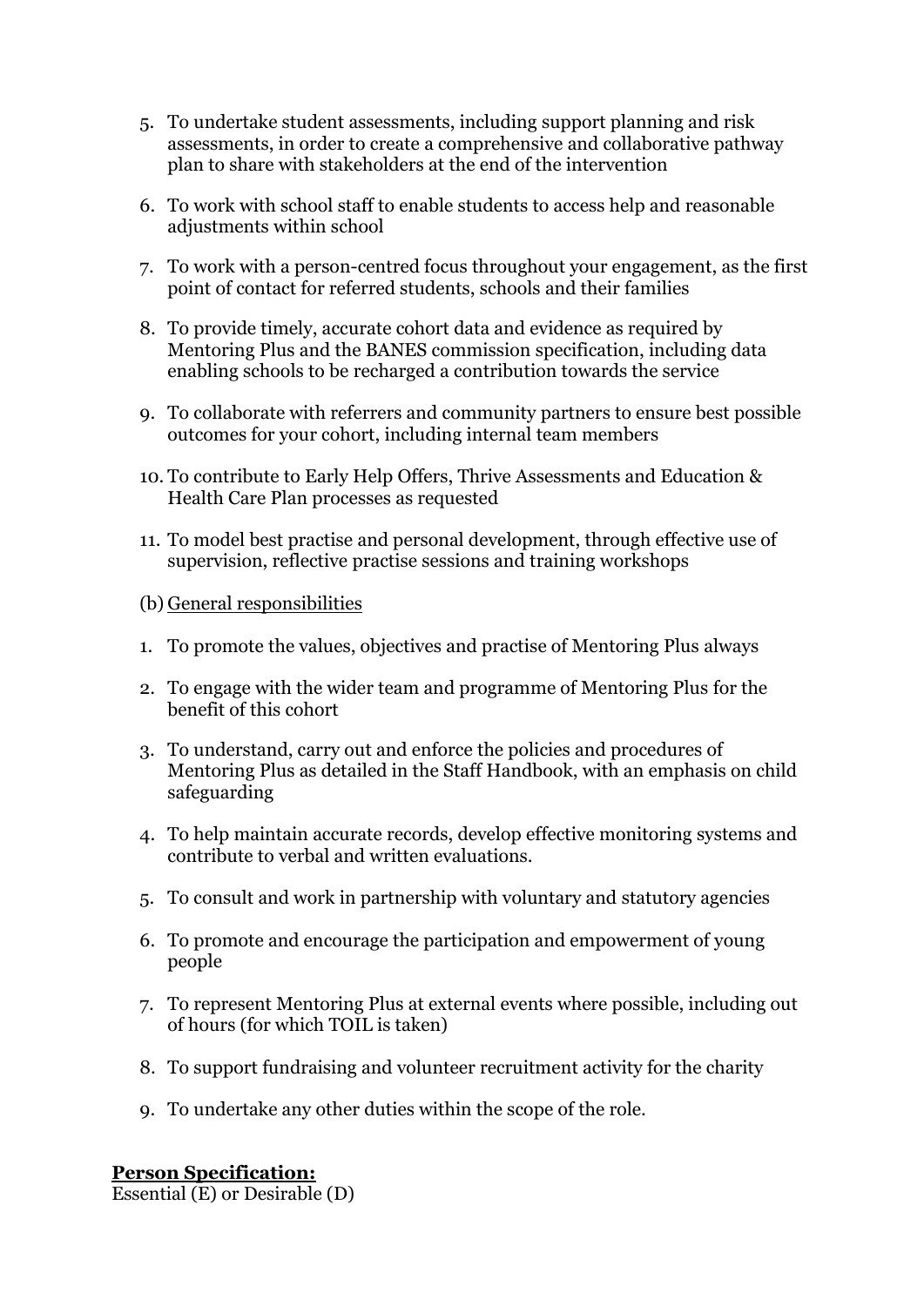5. To undertake student assessments, including support planning and risk assessments, in order to create a comprehensive and collaborative pathway plan to share with stakeholders at the end of the intervention

6. To work with school staff to enable students to access help and reasonable adjustments within school

7. To work with a person-centred focus throughout your engagement, as the first point of contact for referred students, schools and their families

8. To provide timely, accurate cohort data and evidence as required by Mentoring Plus and the BANES commission specification, including data enabling schools to be recharged a contribution towards the service

9. To collaborate with referrers and community partners to ensure best possible outcomes for your cohort, including internal team members

10. To contribute to Early Help Offers, Thrive Assessments and Education & Health Care Plan processes as requested

11. To model best practise and personal development, through effective use of supervision, reflective practise sessions and training workshops

(b) <u>General responsibilities</u>

1. To promote the values, objectives and practise of Mentoring Plus always

2. To engage with the wider team and programme of Mentoring Plus for the benefit of this cohort

3. To understand, carry out and enforce the policies and procedures of Mentoring Plus as detailed in the Staff Handbook, with an emphasis on child safeguarding

4. To help maintain accurate records, develop effective monitoring systems and contribute to verbal and written evaluations.

5. To consult and work in partnership with voluntary and statutory agencies

6. To promote and encourage the participation and empowerment of young people

7. To represent Mentoring Plus at external events where possible, including out of hours (for which TOIL is taken)

8. To support fundraising and volunteer recruitment activity for the charity

9. To undertake any other duties within the scope of the role.

**<u>Person Specification:</u>**
Essential (E) or Desirable (D)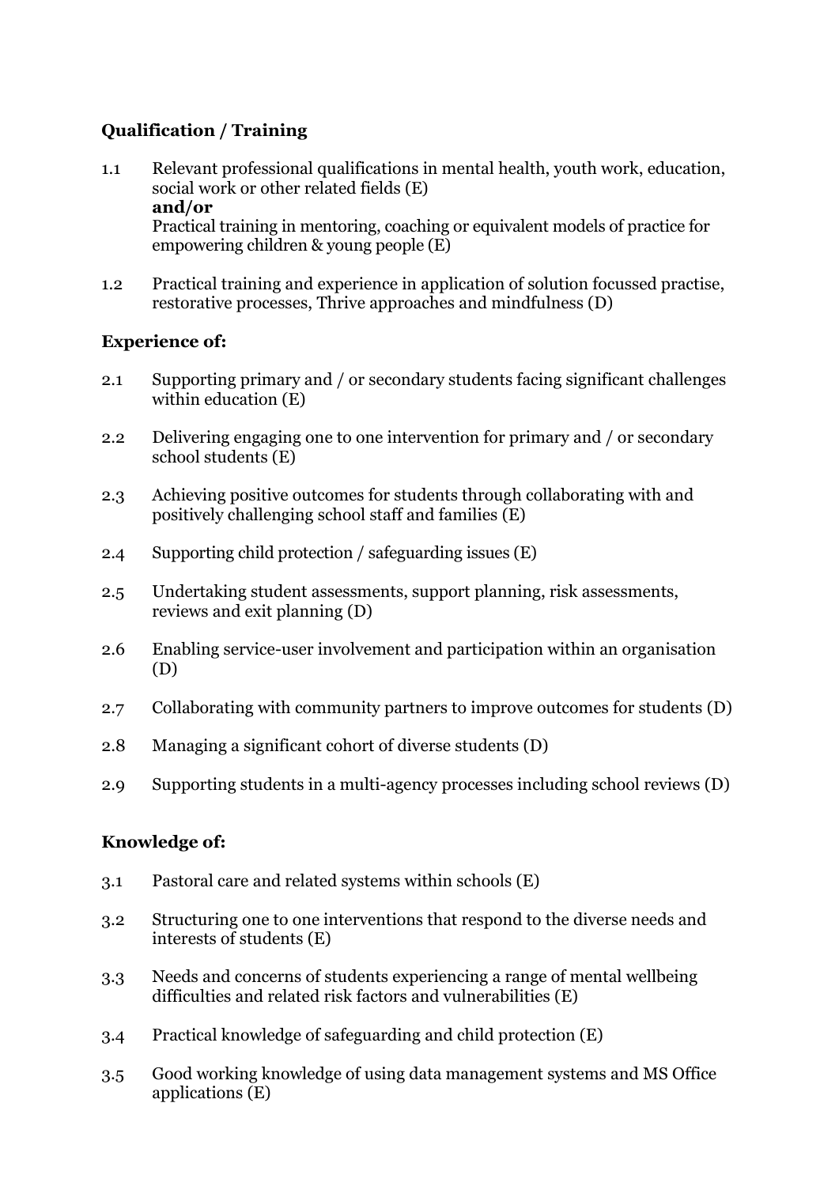**Qualification / Training**

1.1 Relevant professional qualifications in mental health, youth work, education, social work or other related fields (E)
**and/or**
Practical training in mentoring, coaching or equivalent models of practice for empowering children & young people (E)

1.2 Practical training and experience in application of solution focussed practise, restorative processes, Thrive approaches and mindfulness (D)

**Experience of:**

2.1 Supporting primary and / or secondary students facing significant challenges within education (E)

2.2 Delivering engaging one to one intervention for primary and / or secondary school students (E)

2.3 Achieving positive outcomes for students through collaborating with and positively challenging school staff and families (E)

2.4 Supporting child protection / safeguarding issues (E)

2.5 Undertaking student assessments, support planning, risk assessments, reviews and exit planning (D)

2.6 Enabling service-user involvement and participation within an organisation (D)

2.7 Collaborating with community partners to improve outcomes for students (D)

2.8 Managing a significant cohort of diverse students (D)

2.9 Supporting students in a multi-agency processes including school reviews (D)

**Knowledge of:**

3.1 Pastoral care and related systems within schools (E)

3.2 Structuring one to one interventions that respond to the diverse needs and interests of students (E)

3.3 Needs and concerns of students experiencing a range of mental wellbeing difficulties and related risk factors and vulnerabilities (E)

3.4 Practical knowledge of safeguarding and child protection (E)

3.5 Good working knowledge of using data management systems and MS Office applications (E)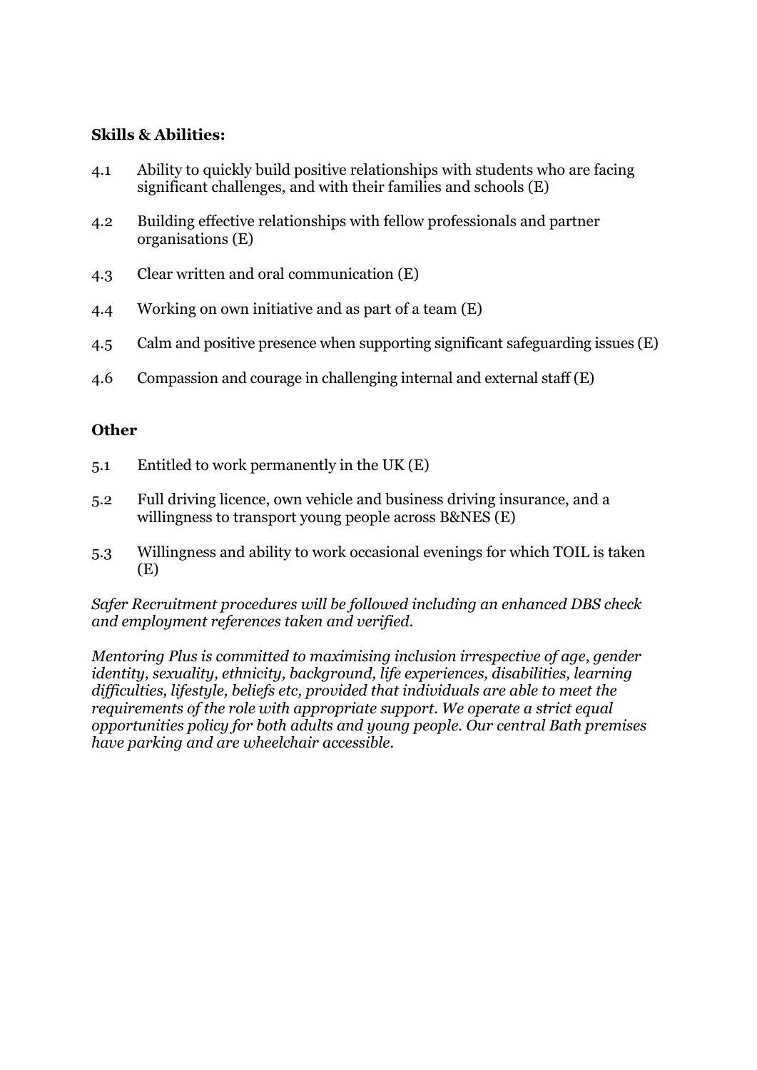**Skills & Abilities:**

4.1 Ability to quickly build positive relationships with students who are facing significant challenges, and with their families and schools (E)

4.2 Building effective relationships with fellow professionals and partner organisations (E)

4.3 Clear written and oral communication (E)

4.4 Working on own initiative and as part of a team (E)

4.5 Calm and positive presence when supporting significant safeguarding issues (E)

4.6 Compassion and courage in challenging internal and external staff (E)

**Other**

5.1 Entitled to work permanently in the UK (E)

5.2 Full driving licence, own vehicle and business driving insurance, and a willingness to transport young people across B&NES (E)

5.3 Willingness and ability to work occasional evenings for which TOIL is taken (E)

*Safer Recruitment procedures will be followed including an enhanced DBS check and employment references taken and verified.*

*Mentoring Plus is committed to maximising inclusion irrespective of age, gender identity, sexuality, ethnicity, background, life experiences, disabilities, learning difficulties, lifestyle, beliefs etc, provided that individuals are able to meet the requirements of the role with appropriate support. We operate a strict equal opportunities policy for both adults and young people. Our central Bath premises have parking and are wheelchair accessible.*